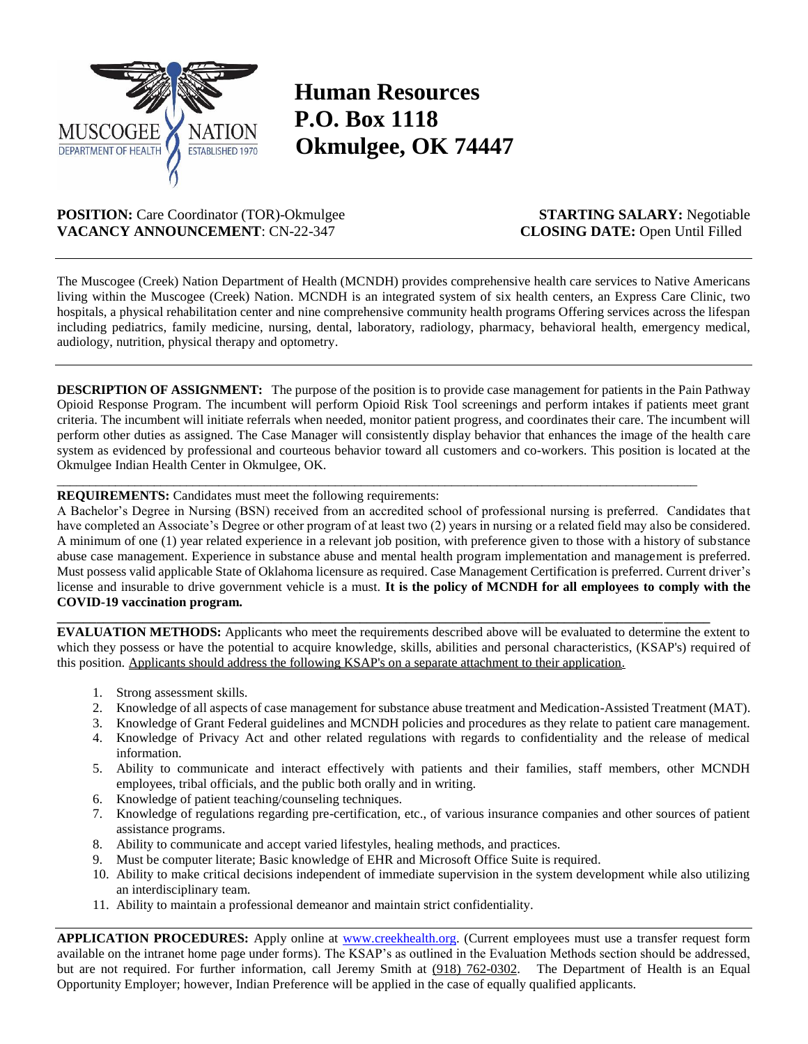MUSCOGEE NATION
DEPARTMENT OF HEALTH ESTABLISHED 1970

# Human Resources
# P.O. Box 1118
# Okmulgee, OK 74447

**POSITION:** Care Coordinator (TOR)-Okmulgee
**VACANCY ANNOUNCEMENT**: CN-22-347

**STARTING SALARY:** Negotiable
**CLOSING DATE:** Open Until Filled

---

The Muscogee (Creek) Nation Department of Health (MCNDH) provides comprehensive health care services to Native Americans living within the Muscogee (Creek) Nation. MCNDH is an integrated system of six health centers, an Express Care Clinic, two hospitals, a physical rehabilitation center and nine comprehensive community health programs Offering services across the lifespan including pediatrics, family medicine, nursing, dental, laboratory, radiology, pharmacy, behavioral health, emergency medical, audiology, nutrition, physical therapy and optometry.

---

**DESCRIPTION OF ASSIGNMENT:** The purpose of the position is to provide case management for patients in the Pain Pathway Opioid Response Program. The incumbent will perform Opioid Risk Tool screenings and perform intakes if patients meet grant criteria. The incumbent will initiate referrals when needed, monitor patient progress, and coordinates their care. The incumbent will perform other duties as assigned. The Case Manager will consistently display behavior that enhances the image of the health care system as evidenced by professional and courteous behavior toward all customers and co-workers. This position is located at the Okmulgee Indian Health Center in Okmulgee, OK.

---

**REQUIREMENTS:** Candidates must meet the following requirements:
A Bachelor's Degree in Nursing (BSN) received from an accredited school of professional nursing is preferred. Candidates that have completed an Associate's Degree or other program of at least two (2) years in nursing or a related field may also be considered. A minimum of one (1) year related experience in a relevant job position, with preference given to those with a history of substance abuse case management. Experience in substance abuse and mental health program implementation and management is preferred. Must possess valid applicable State of Oklahoma licensure as required. Case Management Certification is preferred. Current driver's license and insurable to drive government vehicle is a must. **It is the policy of MCNDH for all employees to comply with the COVID-19 vaccination program.**

---

**EVALUATION METHODS:** Applicants who meet the requirements described above will be evaluated to determine the extent to which they possess or have the potential to acquire knowledge, skills, abilities and personal characteristics, (KSAP's) required of this position. Applicants should address the following KSAP's on a separate attachment to their application.

1. Strong assessment skills.
2. Knowledge of all aspects of case management for substance abuse treatment and Medication-Assisted Treatment (MAT).
3. Knowledge of Grant Federal guidelines and MCNDH policies and procedures as they relate to patient care management.
4. Knowledge of Privacy Act and other related regulations with regards to confidentiality and the release of medical information.
5. Ability to communicate and interact effectively with patients and their families, staff members, other MCNDH employees, tribal officials, and the public both orally and in writing.
6. Knowledge of patient teaching/counseling techniques.
7. Knowledge of regulations regarding pre-certification, etc., of various insurance companies and other sources of patient assistance programs.
8. Ability to communicate and accept varied lifestyles, healing methods, and practices.
9. Must be computer literate; Basic knowledge of EHR and Microsoft Office Suite is required.
10. Ability to make critical decisions independent of immediate supervision in the system development while also utilizing an interdisciplinary team.
11. Ability to maintain a professional demeanor and maintain strict confidentiality.

---

**APPLICATION PROCEDURES:** Apply online at www.creekhealth.org. (Current employees must use a transfer request form available on the intranet home page under forms). The KSAP's as outlined in the Evaluation Methods section should be addressed, but are not required. For further information, call Jeremy Smith at (918) 762-0302. The Department of Health is an Equal Opportunity Employer; however, Indian Preference will be applied in the case of equally qualified applicants.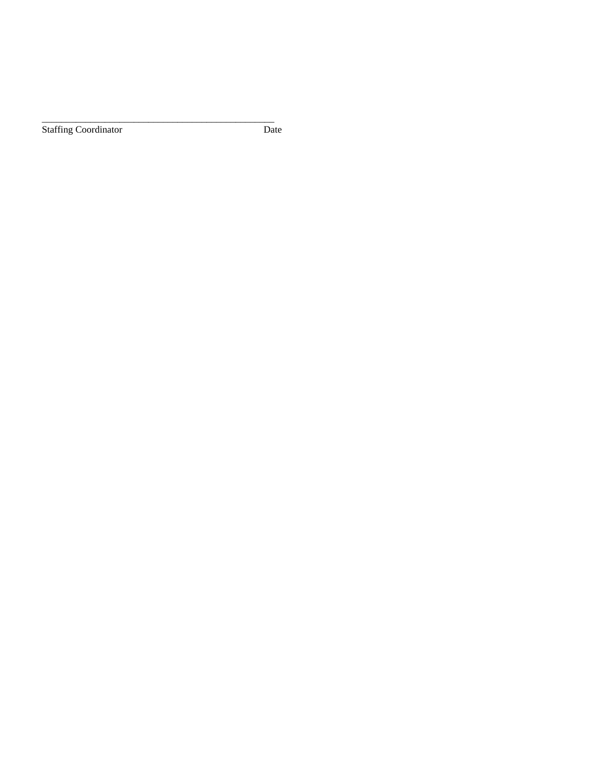\_\_\_\_\_\_\_\_\_\_\_\_\_\_\_\_\_\_\_\_\_\_\_\_\_\_\_\_\_\_\_\_\_\_\_\_\_\_\_\_\_\_\_\_\_\_\_\_\_\_

Staffing Coordinator                                                  Date